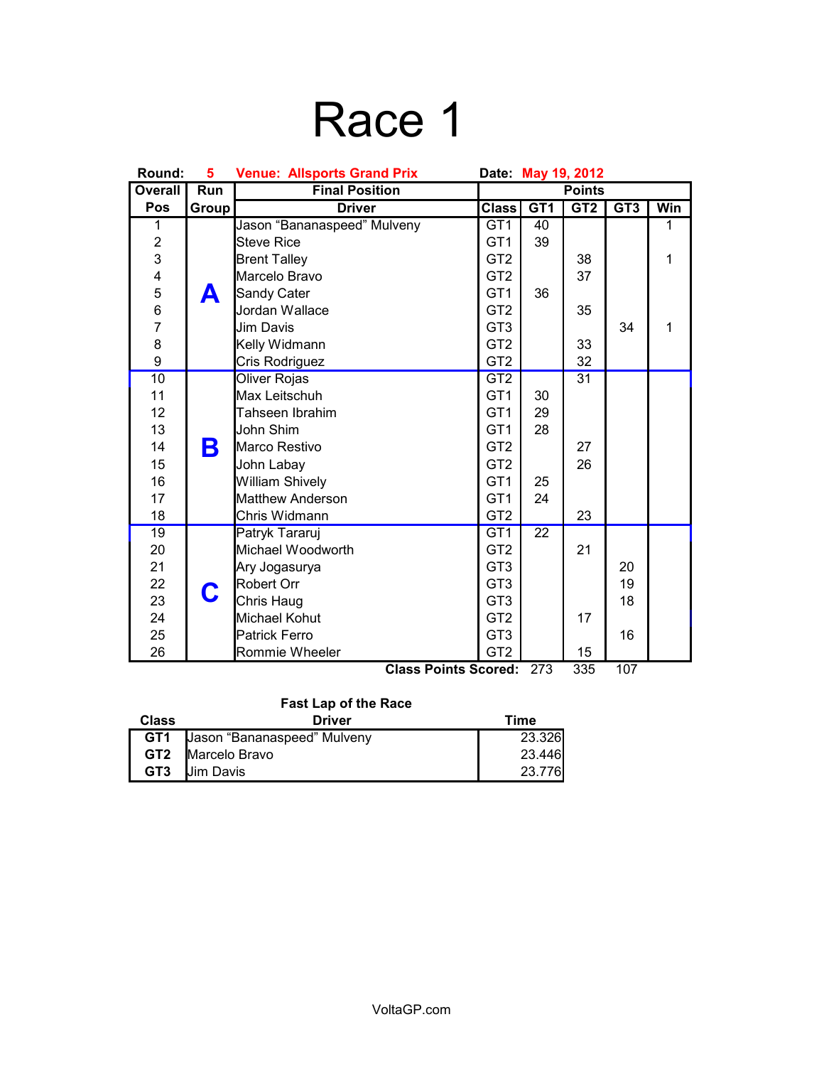# Race 1

**Round:** 5 **Venue: Allsports Grand Prix** **Date:** May 19, 2012

| Overall Pos | Run Group | Final Position Driver | Class | Points GT1 | GT2 | GT3 | Win |
|---|---|---|---|---|---|---|---|
| 1 | A | Jason "Bananaspeed" Mulveny | GT1 | 40 | | | 1 |
| 2 | | Steve Rice | GT1 | 39 | | | |
| 3 | | Brent Talley | GT2 | | 38 | | 1 |
| 4 | | Marcelo Bravo | GT2 | | 37 | | |
| 5 | | Sandy Cater | GT1 | 36 | | | |
| 6 | | Jordan Wallace | GT2 | | 35 | | |
| 7 | | Jim Davis | GT3 | | | 34 | 1 |
| 8 | | Kelly Widmann | GT2 | | 33 | | |
| 9 | | Cris Rodriguez | GT2 | | 32 | | |
| 10 | B | Oliver Rojas | GT2 | | 31 | | |
| 11 | | Max Leitschuh | GT1 | 30 | | | |
| 12 | | Tahseen Ibrahim | GT1 | 29 | | | |
| 13 | | John Shim | GT1 | 28 | | | |
| 14 | | Marco Restivo | GT2 | | 27 | | |
| 15 | | John Labay | GT2 | | 26 | | |
| 16 | | William Shively | GT1 | 25 | | | |
| 17 | | Matthew Anderson | GT1 | 24 | | | |
| 18 | | Chris Widmann | GT2 | | 23 | | |
| 19 | C | Patryk Tararuj | GT1 | 22 | | | |
| 20 | | Michael Woodworth | GT2 | | 21 | | |
| 21 | | Ary Jogasurya | GT3 | | | 20 | |
| 22 | | Robert Orr | GT3 | | | 19 | |
| 23 | | Chris Haug | GT3 | | | 18 | |
| 24 | | Michael Kohut | GT2 | | 17 | | |
| 25 | | Patrick Ferro | GT3 | | | 16 | |
| 26 | | Rommie Wheeler | GT2 | | 15 | | |
| | | | **Class Points Scored:** | 273 | 335 | 107 | |

**Fast Lap of the Race**

| Class | Driver | Time |
|---|---|---|
| **GT1** | Jason "Bananaspeed" Mulveny | 23.326 |
| **GT2** | Marcelo Bravo | 23.446 |
| **GT3** | Jim Davis | 23.776 |

VoltaGP.com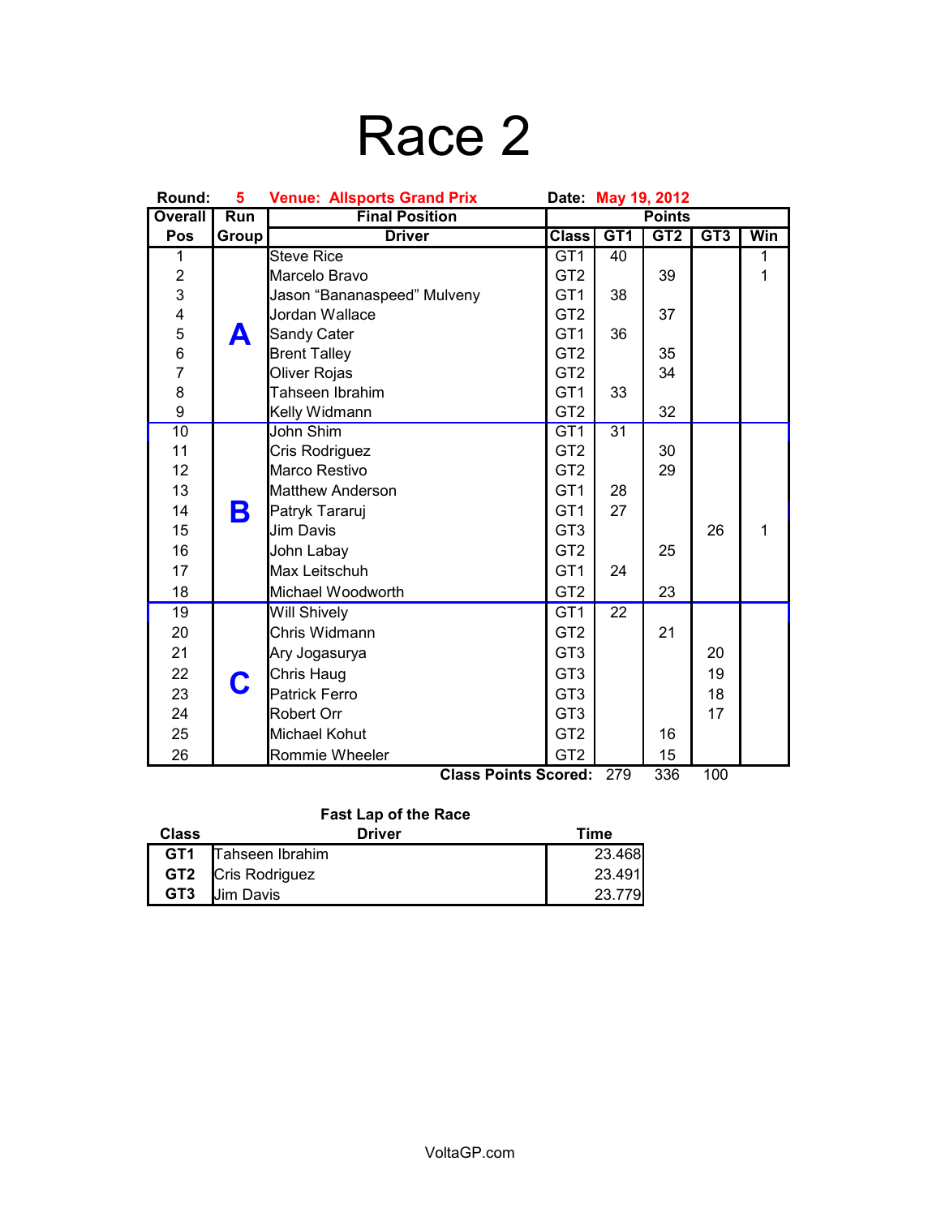# Race 2

**Round:** 5 **Venue: Allsports Grand Prix** **Date:** May 19, 2012

| Overall Pos | Run Group | Final Position Driver | Class | GT1 | GT2 | GT3 | Win |
|---|---|---|---|---|---|---|---|
| 1 | A | Steve Rice | GT1 | 40 | | | 1 |
| 2 | | Marcelo Bravo | GT2 | | 39 | | 1 |
| 3 | | Jason “Bananaspeed” Mulveny | GT1 | 38 | | | |
| 4 | | Jordan Wallace | GT2 | | 37 | | |
| 5 | | Sandy Cater | GT1 | 36 | | | |
| 6 | | Brent Talley | GT2 | | 35 | | |
| 7 | | Oliver Rojas | GT2 | | 34 | | |
| 8 | | Tahseen Ibrahim | GT1 | 33 | | | |
| 9 | | Kelly Widmann | GT2 | | 32 | | |
| 10 | B | John Shim | GT1 | 31 | | | |
| 11 | | Cris Rodriguez | GT2 | | 30 | | |
| 12 | | Marco Restivo | GT2 | | 29 | | |
| 13 | | Matthew Anderson | GT1 | 28 | | | |
| 14 | | Patryk Tararuj | GT1 | 27 | | | |
| 15 | | Jim Davis | GT3 | | | 26 | 1 |
| 16 | | John Labay | GT2 | | 25 | | |
| 17 | | Max Leitschuh | GT1 | 24 | | | |
| 18 | | Michael Woodworth | GT2 | | 23 | | |
| 19 | C | Will Shively | GT1 | 22 | | | |
| 20 | | Chris Widmann | GT2 | | 21 | | |
| 21 | | Ary Jogasurya | GT3 | | | 20 | |
| 22 | | Chris Haug | GT3 | | | 19 | |
| 23 | | Patrick Ferro | GT3 | | | 18 | |
| 24 | | Robert Orr | GT3 | | | 17 | |
| 25 | | Michael Kohut | GT2 | | 16 | | |
| 26 | | Rommie Wheeler | GT2 | | 15 | | |
| | | | **Class Points Scored:** | 279 | 336 | 100 | |

**Fast Lap of the Race**

| Class | Driver | Time |
|---|---|---|
| **GT1** | Tahseen Ibrahim | 23.468 |
| **GT2** | Cris Rodriguez | 23.491 |
| **GT3** | Jim Davis | 23.779 |

VoltaGP.com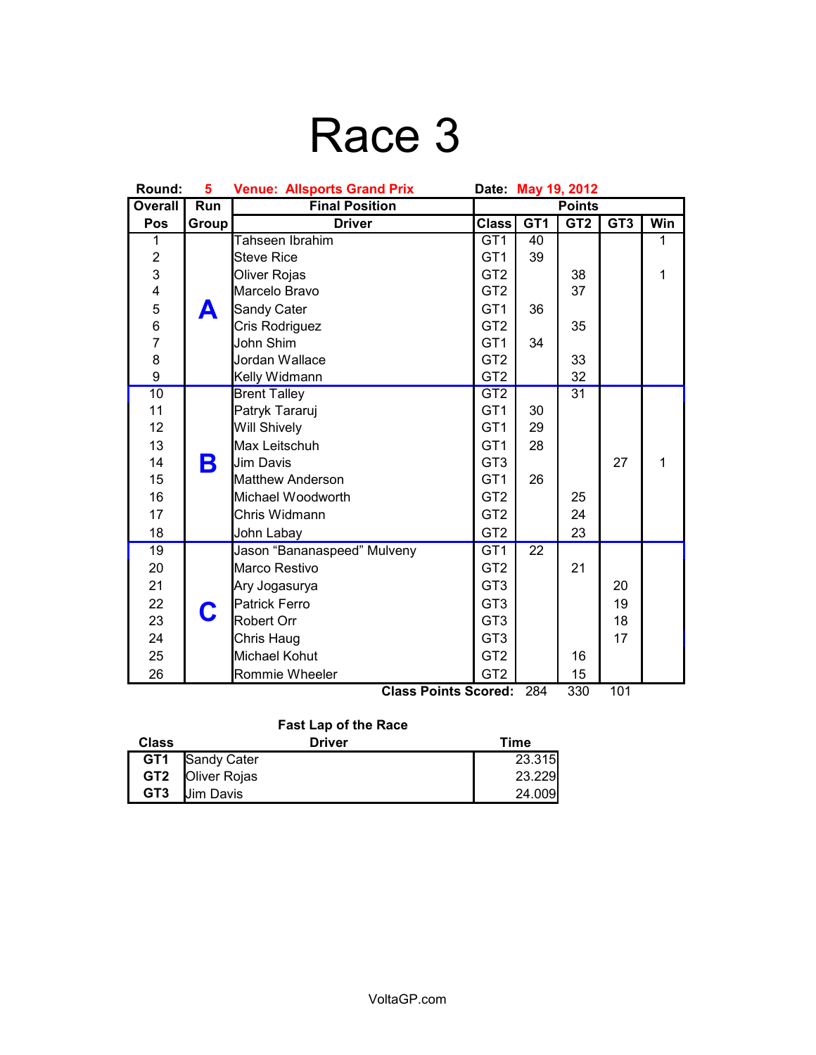# Race 3

**Round:** 5 **Venue: Allsports Grand Prix** **Date:** May 19, 2012

| Overall Pos | Run Group | Final Position Driver | Class | Points GT1 | GT2 | GT3 | Win |
|---|---|---|---|---|---|---|---|
| 1 | A | Tahseen Ibrahim | GT1 | 40 | | | 1 |
| 2 | | Steve Rice | GT1 | 39 | | | |
| 3 | | Oliver Rojas | GT2 | | 38 | | 1 |
| 4 | | Marcelo Bravo | GT2 | | 37 | | |
| 5 | | Sandy Cater | GT1 | 36 | | | |
| 6 | | Cris Rodriguez | GT2 | | 35 | | |
| 7 | | John Shim | GT1 | 34 | | | |
| 8 | | Jordan Wallace | GT2 | | 33 | | |
| 9 | | Kelly Widmann | GT2 | | 32 | | |
| 10 | B | Brent Talley | GT2 | | 31 | | |
| 11 | | Patryk Tararuj | GT1 | 30 | | | |
| 12 | | Will Shively | GT1 | 29 | | | |
| 13 | | Max Leitschuh | GT1 | 28 | | | |
| 14 | | Jim Davis | GT3 | | | 27 | 1 |
| 15 | | Matthew Anderson | GT1 | 26 | | | |
| 16 | | Michael Woodworth | GT2 | | 25 | | |
| 17 | | Chris Widmann | GT2 | | 24 | | |
| 18 | | John Labay | GT2 | | 23 | | |
| 19 | C | Jason “Bananaspeed” Mulveny | GT1 | 22 | | | |
| 20 | | Marco Restivo | GT2 | | 21 | | |
| 21 | | Ary Jogasurya | GT3 | | | 20 | |
| 22 | | Patrick Ferro | GT3 | | | 19 | |
| 23 | | Robert Orr | GT3 | | | 18 | |
| 24 | | Chris Haug | GT3 | | | 17 | |
| 25 | | Michael Kohut | GT2 | | 16 | | |
| 26 | | Rommie Wheeler | GT2 | | 15 | | |
| | | | **Class Points Scored:** | 284 | 330 | 101 | |

**Fast Lap of the Race**

| Class | Driver | Time |
|---|---|---|
| **GT1** | Sandy Cater | 23.315 |
| **GT2** | Oliver Rojas | 23.229 |
| **GT3** | Jim Davis | 24.009 |

VoltaGP.com